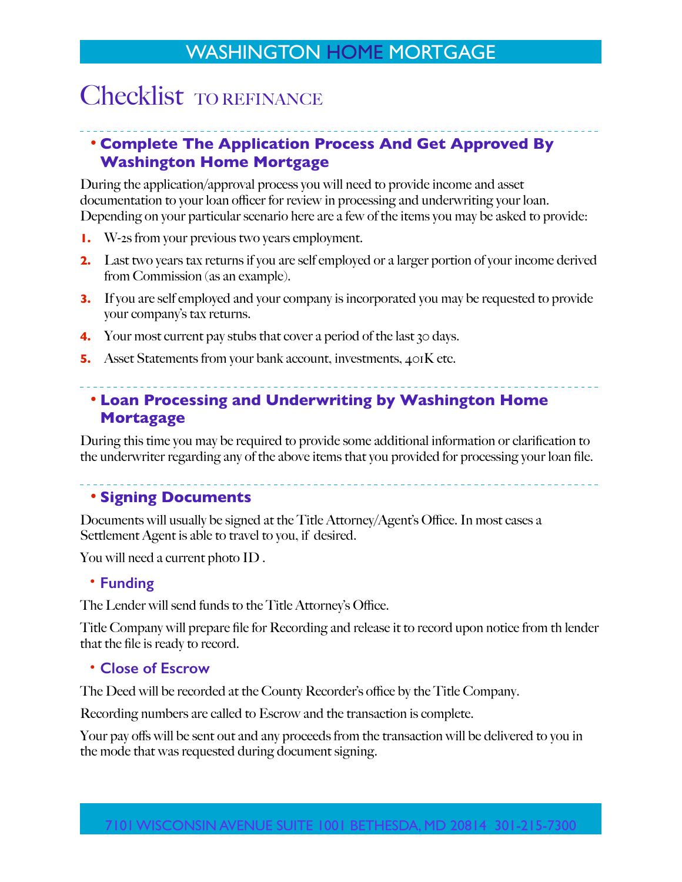# WASHINGTON HOME MORTGAGE

# Checklist TO REFINANCE

## • Complete The Application Process And Get Approved By Washington Home Mortgage

During the application/approval process you will need to provide income and asset documentation to your loan officer for review in processing and underwriting your loan. Depending on your particular scenario here are a few of the items you may be asked to provide:

1. W-2s from your previous two years employment.
2. Last two years tax returns if you are self employed or a larger portion of your income derived from Commission (as an example).
3. If you are self employed and your company is incorporated you may be requested to provide your company's tax returns.
4. Your most current pay stubs that cover a period of the last 30 days.
5. Asset Statements from your bank account, investments, 401K etc.

## • Loan Processing and Underwriting by Washington Home Mortagage

During this time you may be required to provide some additional information or clarification to the underwriter regarding any of the above items that you provided for processing your loan file.

## • Signing Documents

Documents will usually be signed at the Title Attorney/Agent's Office. In most cases a Settlement Agent is able to travel to you, if desired.

You will need a current photo ID .

### • Funding

The Lender will send funds to the Title Attorney's Office.

Title Company will prepare file for Recording and release it to record upon notice from th lender that the file is ready to record.

### • Close of Escrow

The Deed will be recorded at the County Recorder's office by the Title Company.

Recording numbers are called to Escrow and the transaction is complete.

Your pay offs will be sent out and any proceeds from the transaction will be delivered to you in the mode that was requested during document signing.

7101 WISCONSIN AVENUE SUITE 1001 BETHESDA, MD 20814 301-215-7300